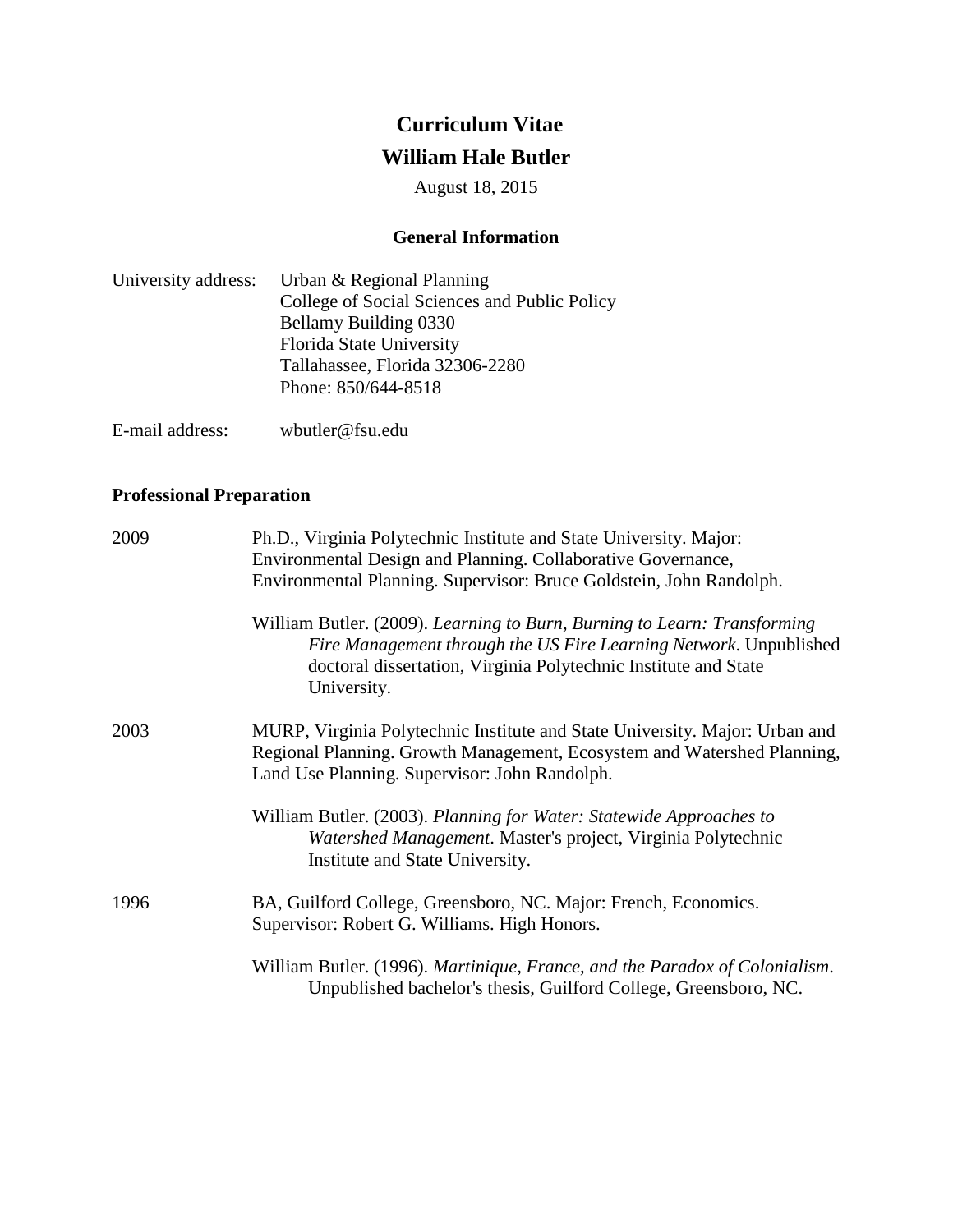# Curriculum Vitae

# William Hale Butler

August 18, 2015

## General Information

University address: Urban & Regional Planning
College of Social Sciences and Public Policy
Bellamy Building 0330
Florida State University
Tallahassee, Florida 32306-2280
Phone: 850/644-8518

E-mail address: wbutler@fsu.edu

## Professional Preparation

2009 Ph.D., Virginia Polytechnic Institute and State University. Major: Environmental Design and Planning. Collaborative Governance, Environmental Planning. Supervisor: Bruce Goldstein, John Randolph.

William Butler. (2009). *Learning to Burn, Burning to Learn: Transforming Fire Management through the US Fire Learning Network*. Unpublished doctoral dissertation, Virginia Polytechnic Institute and State University.

2003 MURP, Virginia Polytechnic Institute and State University. Major: Urban and Regional Planning. Growth Management, Ecosystem and Watershed Planning, Land Use Planning. Supervisor: John Randolph.

William Butler. (2003). *Planning for Water: Statewide Approaches to Watershed Management*. Master's project, Virginia Polytechnic Institute and State University.

1996 BA, Guilford College, Greensboro, NC. Major: French, Economics. Supervisor: Robert G. Williams. High Honors.

William Butler. (1996). *Martinique, France, and the Paradox of Colonialism*. Unpublished bachelor's thesis, Guilford College, Greensboro, NC.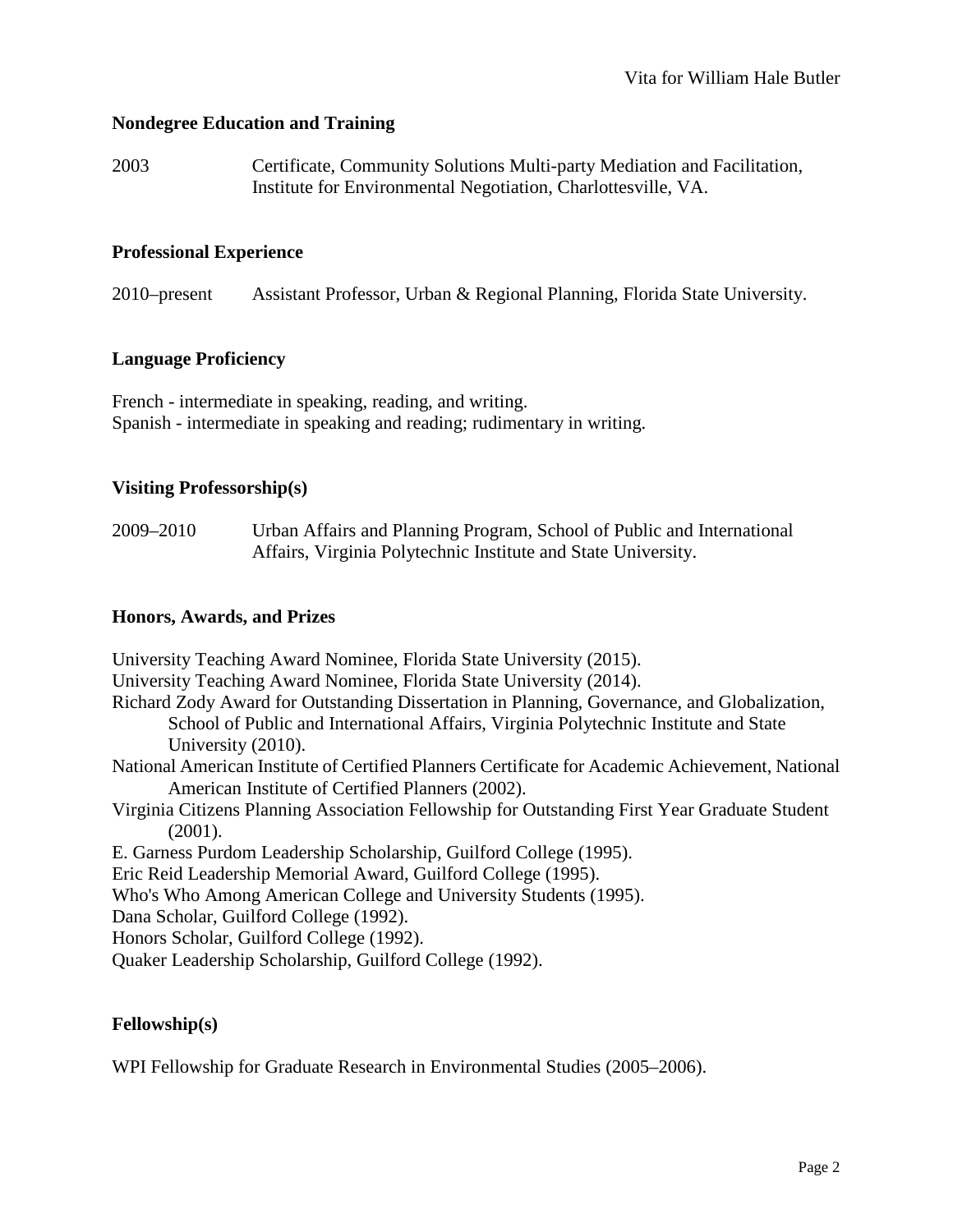## Nondegree Education and Training

2003 Certificate, Community Solutions Multi-party Mediation and Facilitation, Institute for Environmental Negotiation, Charlottesville, VA.

## Professional Experience

2010–present Assistant Professor, Urban & Regional Planning, Florida State University.

## Language Proficiency

French - intermediate in speaking, reading, and writing.
Spanish - intermediate in speaking and reading; rudimentary in writing.

## Visiting Professorship(s)

2009–2010 Urban Affairs and Planning Program, School of Public and International Affairs, Virginia Polytechnic Institute and State University.

## Honors, Awards, and Prizes

University Teaching Award Nominee, Florida State University (2015).
University Teaching Award Nominee, Florida State University (2014).
Richard Zody Award for Outstanding Dissertation in Planning, Governance, and Globalization, School of Public and International Affairs, Virginia Polytechnic Institute and State University (2010).
National American Institute of Certified Planners Certificate for Academic Achievement, National American Institute of Certified Planners (2002).
Virginia Citizens Planning Association Fellowship for Outstanding First Year Graduate Student (2001).
E. Garness Purdom Leadership Scholarship, Guilford College (1995).
Eric Reid Leadership Memorial Award, Guilford College (1995).
Who's Who Among American College and University Students (1995).
Dana Scholar, Guilford College (1992).
Honors Scholar, Guilford College (1992).
Quaker Leadership Scholarship, Guilford College (1992).

## Fellowship(s)

WPI Fellowship for Graduate Research in Environmental Studies (2005–2006).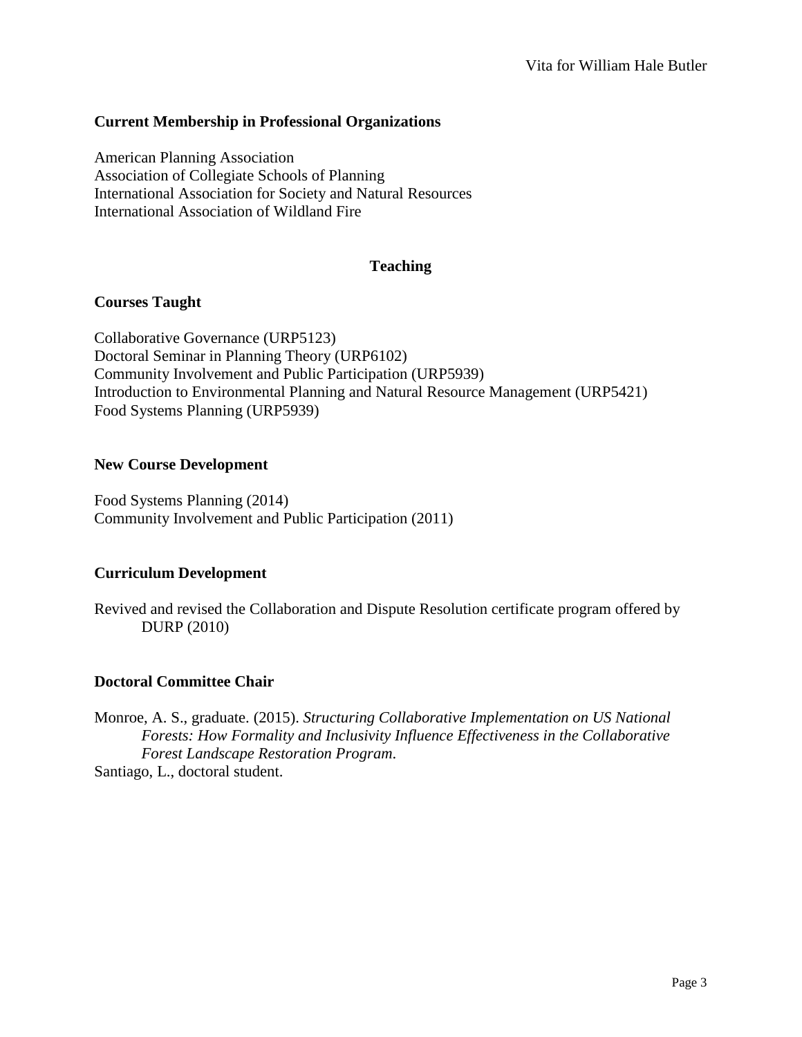### Current Membership in Professional Organizations

American Planning Association
Association of Collegiate Schools of Planning
International Association for Society and Natural Resources
International Association of Wildland Fire

## Teaching

### Courses Taught

Collaborative Governance (URP5123)
Doctoral Seminar in Planning Theory (URP6102)
Community Involvement and Public Participation (URP5939)
Introduction to Environmental Planning and Natural Resource Management (URP5421)
Food Systems Planning (URP5939)

### New Course Development

Food Systems Planning (2014)
Community Involvement and Public Participation (2011)

### Curriculum Development

Revived and revised the Collaboration and Dispute Resolution certificate program offered by DURP (2010)

### Doctoral Committee Chair

Monroe, A. S., graduate. (2015). *Structuring Collaborative Implementation on US National Forests: How Formality and Inclusivity Influence Effectiveness in the Collaborative Forest Landscape Restoration Program*.
Santiago, L., doctoral student.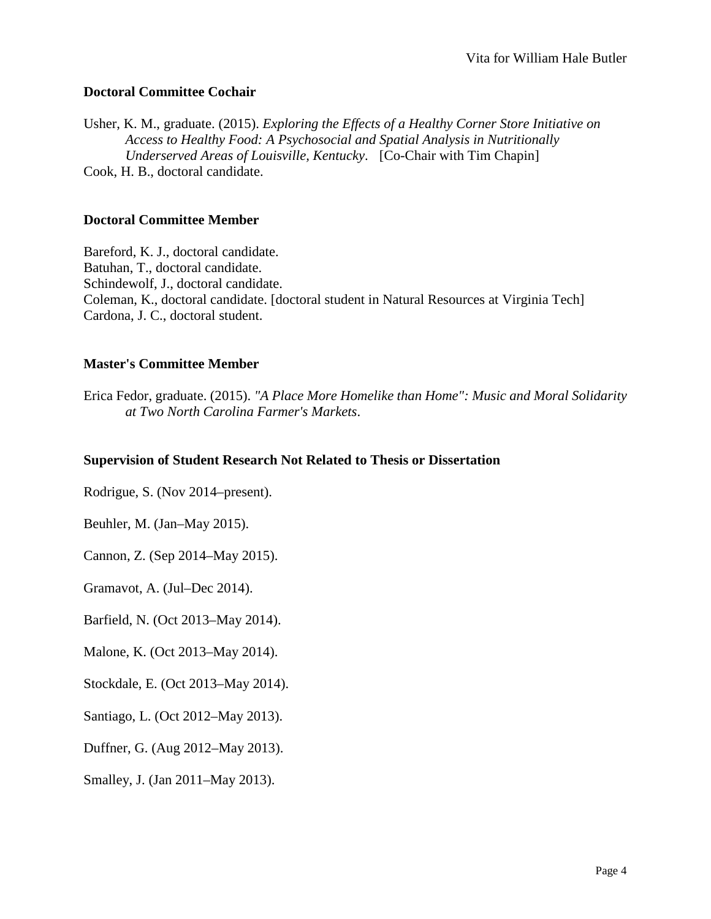## Doctoral Committee Cochair

Usher, K. M., graduate. (2015). *Exploring the Effects of a Healthy Corner Store Initiative on Access to Healthy Food: A Psychosocial and Spatial Analysis in Nutritionally Underserved Areas of Louisville, Kentucky*. [Co-Chair with Tim Chapin]
Cook, H. B., doctoral candidate.

## Doctoral Committee Member

Bareford, K. J., doctoral candidate.
Batuhan, T., doctoral candidate.
Schindewolf, J., doctoral candidate.
Coleman, K., doctoral candidate. [doctoral student in Natural Resources at Virginia Tech]
Cardona, J. C., doctoral student.

## Master's Committee Member

Erica Fedor, graduate. (2015). *"A Place More Homelike than Home": Music and Moral Solidarity at Two North Carolina Farmer's Markets*.

## Supervision of Student Research Not Related to Thesis or Dissertation

Rodrigue, S. (Nov 2014–present).

Beuhler, M. (Jan–May 2015).

Cannon, Z. (Sep 2014–May 2015).

Gramavot, A. (Jul–Dec 2014).

Barfield, N. (Oct 2013–May 2014).

Malone, K. (Oct 2013–May 2014).

Stockdale, E. (Oct 2013–May 2014).

Santiago, L. (Oct 2012–May 2013).

Duffner, G. (Aug 2012–May 2013).

Smalley, J. (Jan 2011–May 2013).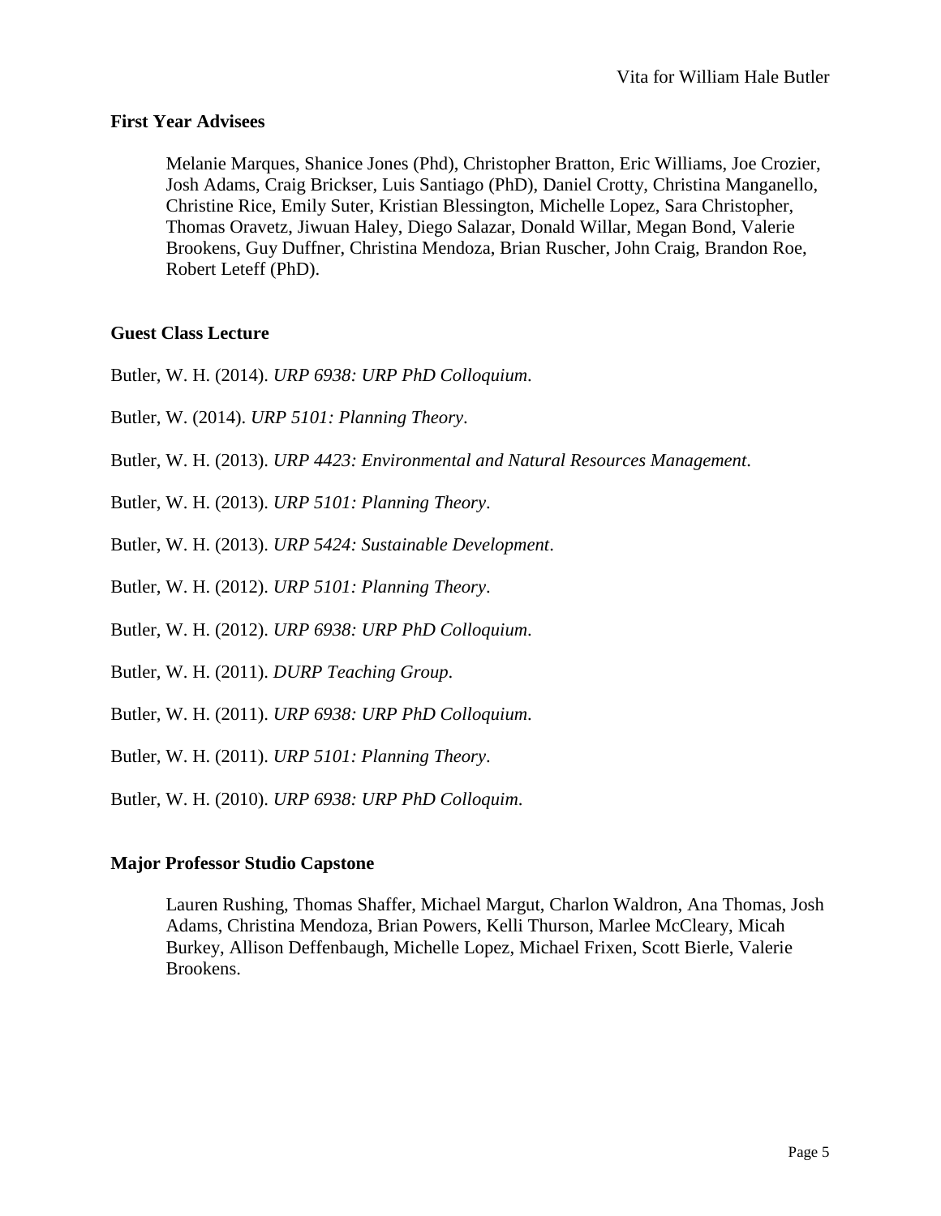### First Year Advisees

Melanie Marques, Shanice Jones (Phd), Christopher Bratton, Eric Williams, Joe Crozier, Josh Adams, Craig Brickser, Luis Santiago (PhD), Daniel Crotty, Christina Manganello, Christine Rice, Emily Suter, Kristian Blessington, Michelle Lopez, Sara Christopher, Thomas Oravetz, Jiwuan Haley, Diego Salazar, Donald Willar, Megan Bond, Valerie Brookens, Guy Duffner, Christina Mendoza, Brian Ruscher, John Craig, Brandon Roe, Robert Leteff (PhD).

### Guest Class Lecture

Butler, W. H. (2014). *URP 6938: URP PhD Colloquium*.

Butler, W. (2014). *URP 5101: Planning Theory*.

Butler, W. H. (2013). *URP 4423: Environmental and Natural Resources Management*.

Butler, W. H. (2013). *URP 5101: Planning Theory*.

Butler, W. H. (2013). *URP 5424: Sustainable Development*.

Butler, W. H. (2012). *URP 5101: Planning Theory*.

Butler, W. H. (2012). *URP 6938: URP PhD Colloquium*.

Butler, W. H. (2011). *DURP Teaching Group*.

Butler, W. H. (2011). *URP 6938: URP PhD Colloquium*.

Butler, W. H. (2011). *URP 5101: Planning Theory*.

Butler, W. H. (2010). *URP 6938: URP PhD Colloquim*.

### Major Professor Studio Capstone

Lauren Rushing, Thomas Shaffer, Michael Margut, Charlon Waldron, Ana Thomas, Josh Adams, Christina Mendoza, Brian Powers, Kelli Thurson, Marlee McCleary, Micah Burkey, Allison Deffenbaugh, Michelle Lopez, Michael Frixen, Scott Bierle, Valerie Brookens.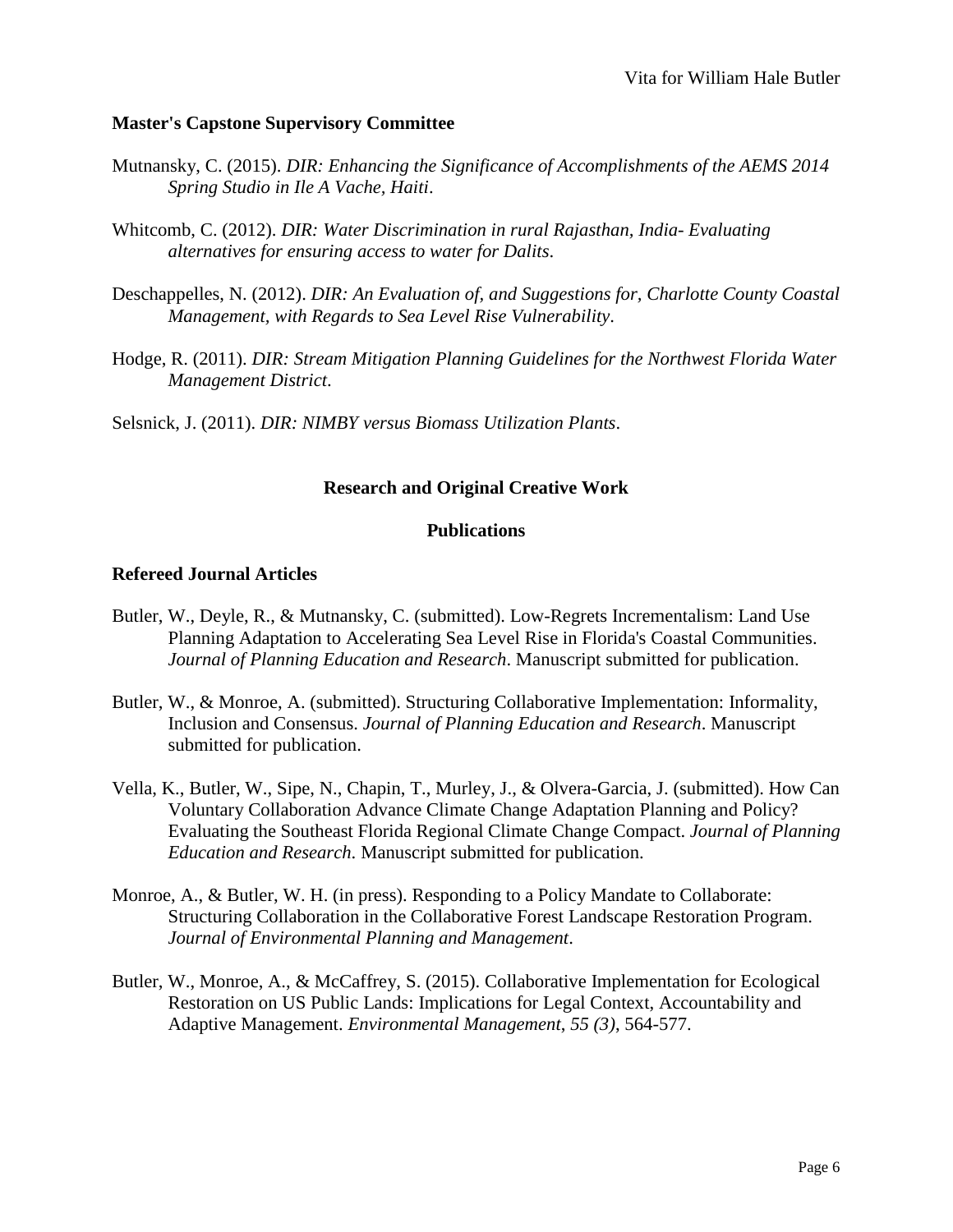**Master's Capstone Supervisory Committee**

Mutnansky, C. (2015). *DIR: Enhancing the Significance of Accomplishments of the AEMS 2014 Spring Studio in Ile A Vache, Haiti*.

Whitcomb, C. (2012). *DIR: Water Discrimination in rural Rajasthan, India- Evaluating alternatives for ensuring access to water for Dalits*.

Deschappelles, N. (2012). *DIR: An Evaluation of, and Suggestions for, Charlotte County Coastal Management, with Regards to Sea Level Rise Vulnerability*.

Hodge, R. (2011). *DIR: Stream Mitigation Planning Guidelines for the Northwest Florida Water Management District*.

Selsnick, J. (2011). *DIR: NIMBY versus Biomass Utilization Plants*.

## Research and Original Creative Work

### Publications

**Refereed Journal Articles**

Butler, W., Deyle, R., & Mutnansky, C. (submitted). Low-Regrets Incrementalism: Land Use Planning Adaptation to Accelerating Sea Level Rise in Florida's Coastal Communities. *Journal of Planning Education and Research*. Manuscript submitted for publication.

Butler, W., & Monroe, A. (submitted). Structuring Collaborative Implementation: Informality, Inclusion and Consensus. *Journal of Planning Education and Research*. Manuscript submitted for publication.

Vella, K., Butler, W., Sipe, N., Chapin, T., Murley, J., & Olvera-Garcia, J. (submitted). How Can Voluntary Collaboration Advance Climate Change Adaptation Planning and Policy? Evaluating the Southeast Florida Regional Climate Change Compact. *Journal of Planning Education and Research*. Manuscript submitted for publication.

Monroe, A., & Butler, W. H. (in press). Responding to a Policy Mandate to Collaborate: Structuring Collaboration in the Collaborative Forest Landscape Restoration Program. *Journal of Environmental Planning and Management*.

Butler, W., Monroe, A., & McCaffrey, S. (2015). Collaborative Implementation for Ecological Restoration on US Public Lands: Implications for Legal Context, Accountability and Adaptive Management. *Environmental Management*, *55 (3)*, 564-577.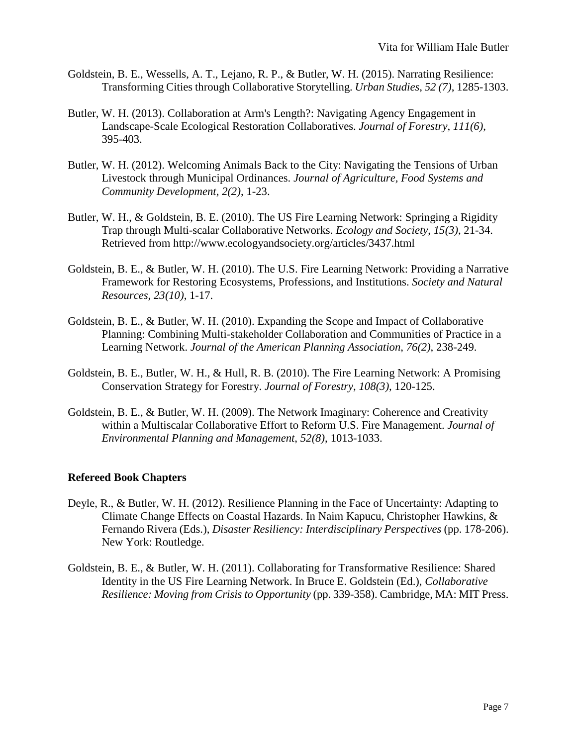Goldstein, B. E., Wessells, A. T., Lejano, R. P., & Butler, W. H. (2015). Narrating Resilience: Transforming Cities through Collaborative Storytelling. *Urban Studies*, *52 (7)*, 1285-1303.

Butler, W. H. (2013). Collaboration at Arm's Length?: Navigating Agency Engagement in Landscape-Scale Ecological Restoration Collaboratives. *Journal of Forestry*, *111(6)*, 395-403.

Butler, W. H. (2012). Welcoming Animals Back to the City: Navigating the Tensions of Urban Livestock through Municipal Ordinances. *Journal of Agriculture, Food Systems and Community Development*, *2(2)*, 1-23.

Butler, W. H., & Goldstein, B. E. (2010). The US Fire Learning Network: Springing a Rigidity Trap through Multi-scalar Collaborative Networks. *Ecology and Society*, *15(3)*, 21-34. Retrieved from http://www.ecologyandsociety.org/articles/3437.html

Goldstein, B. E., & Butler, W. H. (2010). The U.S. Fire Learning Network: Providing a Narrative Framework for Restoring Ecosystems, Professions, and Institutions. *Society and Natural Resources*, *23(10)*, 1-17.

Goldstein, B. E., & Butler, W. H. (2010). Expanding the Scope and Impact of Collaborative Planning: Combining Multi-stakeholder Collaboration and Communities of Practice in a Learning Network. *Journal of the American Planning Association*, *76(2)*, 238-249.

Goldstein, B. E., Butler, W. H., & Hull, R. B. (2010). The Fire Learning Network: A Promising Conservation Strategy for Forestry. *Journal of Forestry*, *108(3)*, 120-125.

Goldstein, B. E., & Butler, W. H. (2009). The Network Imaginary: Coherence and Creativity within a Multiscalar Collaborative Effort to Reform U.S. Fire Management. *Journal of Environmental Planning and Management*, *52(8)*, 1013-1033.

### Refereed Book Chapters

Deyle, R., & Butler, W. H. (2012). Resilience Planning in the Face of Uncertainty: Adapting to Climate Change Effects on Coastal Hazards. In Naim Kapucu, Christopher Hawkins, & Fernando Rivera (Eds.), *Disaster Resiliency: Interdisciplinary Perspectives* (pp. 178-206). New York: Routledge.

Goldstein, B. E., & Butler, W. H. (2011). Collaborating for Transformative Resilience: Shared Identity in the US Fire Learning Network. In Bruce E. Goldstein (Ed.), *Collaborative Resilience: Moving from Crisis to Opportunity* (pp. 339-358). Cambridge, MA: MIT Press.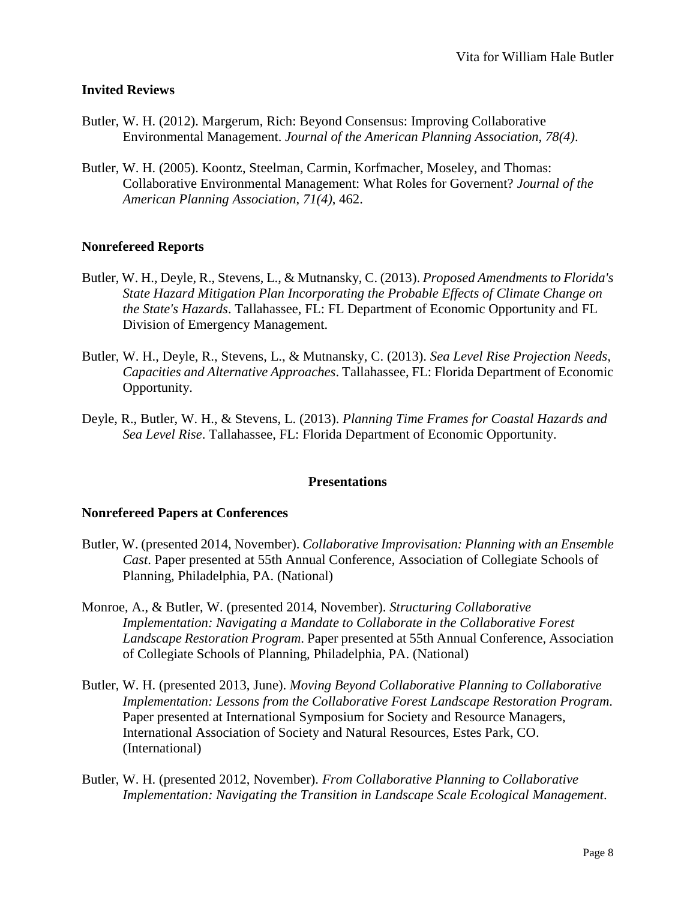### Invited Reviews

Butler, W. H. (2012). Margerum, Rich: Beyond Consensus: Improving Collaborative Environmental Management. *Journal of the American Planning Association*, *78(4)*.

Butler, W. H. (2005). Koontz, Steelman, Carmin, Korfmacher, Moseley, and Thomas: Collaborative Environmental Management: What Roles for Governent? *Journal of the American Planning Association*, *71(4)*, 462.

### Nonrefereed Reports

Butler, W. H., Deyle, R., Stevens, L., & Mutnansky, C. (2013). *Proposed Amendments to Florida's State Hazard Mitigation Plan Incorporating the Probable Effects of Climate Change on the State's Hazards*. Tallahassee, FL: FL Department of Economic Opportunity and FL Division of Emergency Management.

Butler, W. H., Deyle, R., Stevens, L., & Mutnansky, C. (2013). *Sea Level Rise Projection Needs, Capacities and Alternative Approaches*. Tallahassee, FL: Florida Department of Economic Opportunity.

Deyle, R., Butler, W. H., & Stevens, L. (2013). *Planning Time Frames for Coastal Hazards and Sea Level Rise*. Tallahassee, FL: Florida Department of Economic Opportunity.

## Presentations

### Nonrefereed Papers at Conferences

Butler, W. (presented 2014, November). *Collaborative Improvisation: Planning with an Ensemble Cast*. Paper presented at 55th Annual Conference, Association of Collegiate Schools of Planning, Philadelphia, PA. (National)

Monroe, A., & Butler, W. (presented 2014, November). *Structuring Collaborative Implementation: Navigating a Mandate to Collaborate in the Collaborative Forest Landscape Restoration Program*. Paper presented at 55th Annual Conference, Association of Collegiate Schools of Planning, Philadelphia, PA. (National)

Butler, W. H. (presented 2013, June). *Moving Beyond Collaborative Planning to Collaborative Implementation: Lessons from the Collaborative Forest Landscape Restoration Program*. Paper presented at International Symposium for Society and Resource Managers, International Association of Society and Natural Resources, Estes Park, CO. (International)

Butler, W. H. (presented 2012, November). *From Collaborative Planning to Collaborative Implementation: Navigating the Transition in Landscape Scale Ecological Management*.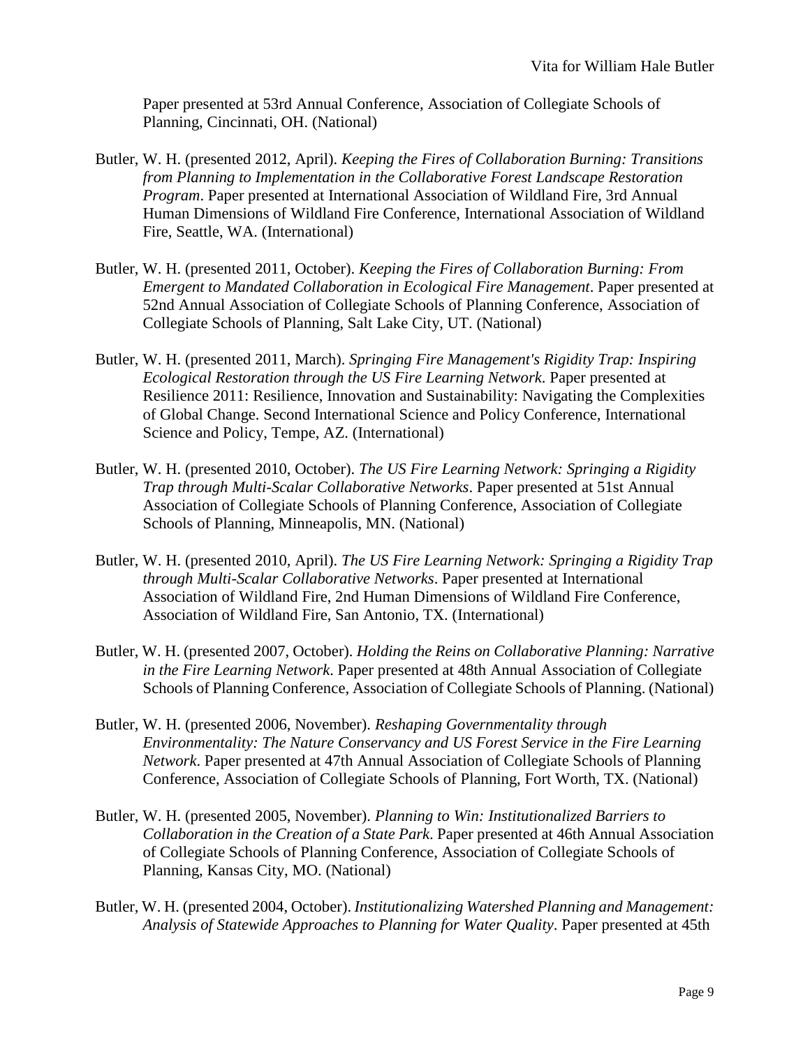Paper presented at 53rd Annual Conference, Association of Collegiate Schools of Planning, Cincinnati, OH. (National)

Butler, W. H. (presented 2012, April). *Keeping the Fires of Collaboration Burning: Transitions from Planning to Implementation in the Collaborative Forest Landscape Restoration Program*. Paper presented at International Association of Wildland Fire, 3rd Annual Human Dimensions of Wildland Fire Conference, International Association of Wildland Fire, Seattle, WA. (International)

Butler, W. H. (presented 2011, October). *Keeping the Fires of Collaboration Burning: From Emergent to Mandated Collaboration in Ecological Fire Management*. Paper presented at 52nd Annual Association of Collegiate Schools of Planning Conference, Association of Collegiate Schools of Planning, Salt Lake City, UT. (National)

Butler, W. H. (presented 2011, March). *Springing Fire Management's Rigidity Trap: Inspiring Ecological Restoration through the US Fire Learning Network*. Paper presented at Resilience 2011: Resilience, Innovation and Sustainability: Navigating the Complexities of Global Change. Second International Science and Policy Conference, International Science and Policy, Tempe, AZ. (International)

Butler, W. H. (presented 2010, October). *The US Fire Learning Network: Springing a Rigidity Trap through Multi-Scalar Collaborative Networks*. Paper presented at 51st Annual Association of Collegiate Schools of Planning Conference, Association of Collegiate Schools of Planning, Minneapolis, MN. (National)

Butler, W. H. (presented 2010, April). *The US Fire Learning Network: Springing a Rigidity Trap through Multi-Scalar Collaborative Networks*. Paper presented at International Association of Wildland Fire, 2nd Human Dimensions of Wildland Fire Conference, Association of Wildland Fire, San Antonio, TX. (International)

Butler, W. H. (presented 2007, October). *Holding the Reins on Collaborative Planning: Narrative in the Fire Learning Network*. Paper presented at 48th Annual Association of Collegiate Schools of Planning Conference, Association of Collegiate Schools of Planning. (National)

Butler, W. H. (presented 2006, November). *Reshaping Governmentality through Environmentality: The Nature Conservancy and US Forest Service in the Fire Learning Network*. Paper presented at 47th Annual Association of Collegiate Schools of Planning Conference, Association of Collegiate Schools of Planning, Fort Worth, TX. (National)

Butler, W. H. (presented 2005, November). *Planning to Win: Institutionalized Barriers to Collaboration in the Creation of a State Park*. Paper presented at 46th Annual Association of Collegiate Schools of Planning Conference, Association of Collegiate Schools of Planning, Kansas City, MO. (National)

Butler, W. H. (presented 2004, October). *Institutionalizing Watershed Planning and Management: Analysis of Statewide Approaches to Planning for Water Quality*. Paper presented at 45th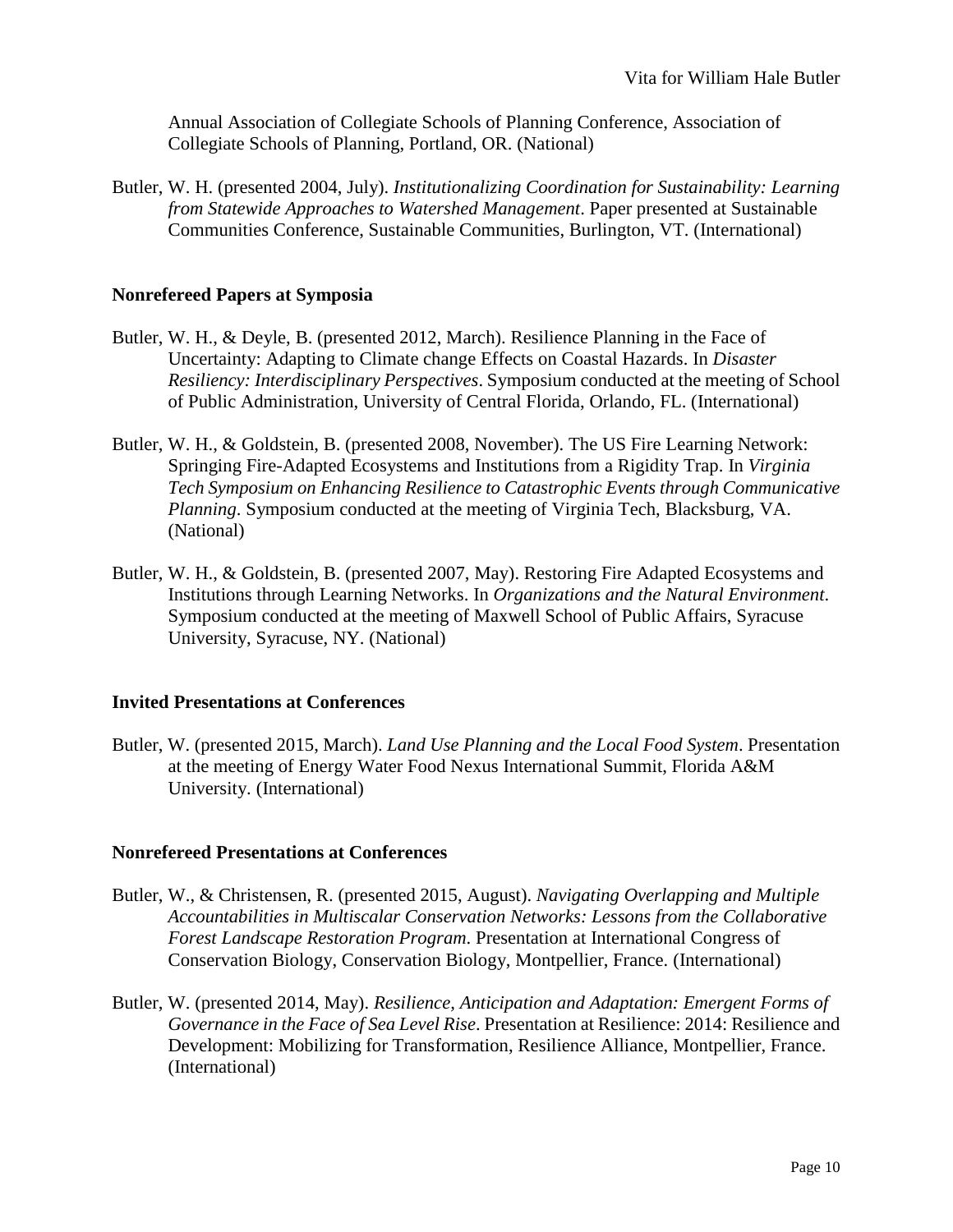Annual Association of Collegiate Schools of Planning Conference, Association of Collegiate Schools of Planning, Portland, OR. (National)

Butler, W. H. (presented 2004, July). *Institutionalizing Coordination for Sustainability: Learning from Statewide Approaches to Watershed Management*. Paper presented at Sustainable Communities Conference, Sustainable Communities, Burlington, VT. (International)

**Nonrefereed Papers at Symposia**

Butler, W. H., & Deyle, B. (presented 2012, March). Resilience Planning in the Face of Uncertainty: Adapting to Climate change Effects on Coastal Hazards. In *Disaster Resiliency: Interdisciplinary Perspectives*. Symposium conducted at the meeting of School of Public Administration, University of Central Florida, Orlando, FL. (International)

Butler, W. H., & Goldstein, B. (presented 2008, November). The US Fire Learning Network: Springing Fire-Adapted Ecosystems and Institutions from a Rigidity Trap. In *Virginia Tech Symposium on Enhancing Resilience to Catastrophic Events through Communicative Planning*. Symposium conducted at the meeting of Virginia Tech, Blacksburg, VA. (National)

Butler, W. H., & Goldstein, B. (presented 2007, May). Restoring Fire Adapted Ecosystems and Institutions through Learning Networks. In *Organizations and the Natural Environment*. Symposium conducted at the meeting of Maxwell School of Public Affairs, Syracuse University, Syracuse, NY. (National)

**Invited Presentations at Conferences**

Butler, W. (presented 2015, March). *Land Use Planning and the Local Food System*. Presentation at the meeting of Energy Water Food Nexus International Summit, Florida A&M University. (International)

**Nonrefereed Presentations at Conferences**

Butler, W., & Christensen, R. (presented 2015, August). *Navigating Overlapping and Multiple Accountabilities in Multiscalar Conservation Networks: Lessons from the Collaborative Forest Landscape Restoration Program*. Presentation at International Congress of Conservation Biology, Conservation Biology, Montpellier, France. (International)

Butler, W. (presented 2014, May). *Resilience, Anticipation and Adaptation: Emergent Forms of Governance in the Face of Sea Level Rise*. Presentation at Resilience: 2014: Resilience and Development: Mobilizing for Transformation, Resilience Alliance, Montpellier, France. (International)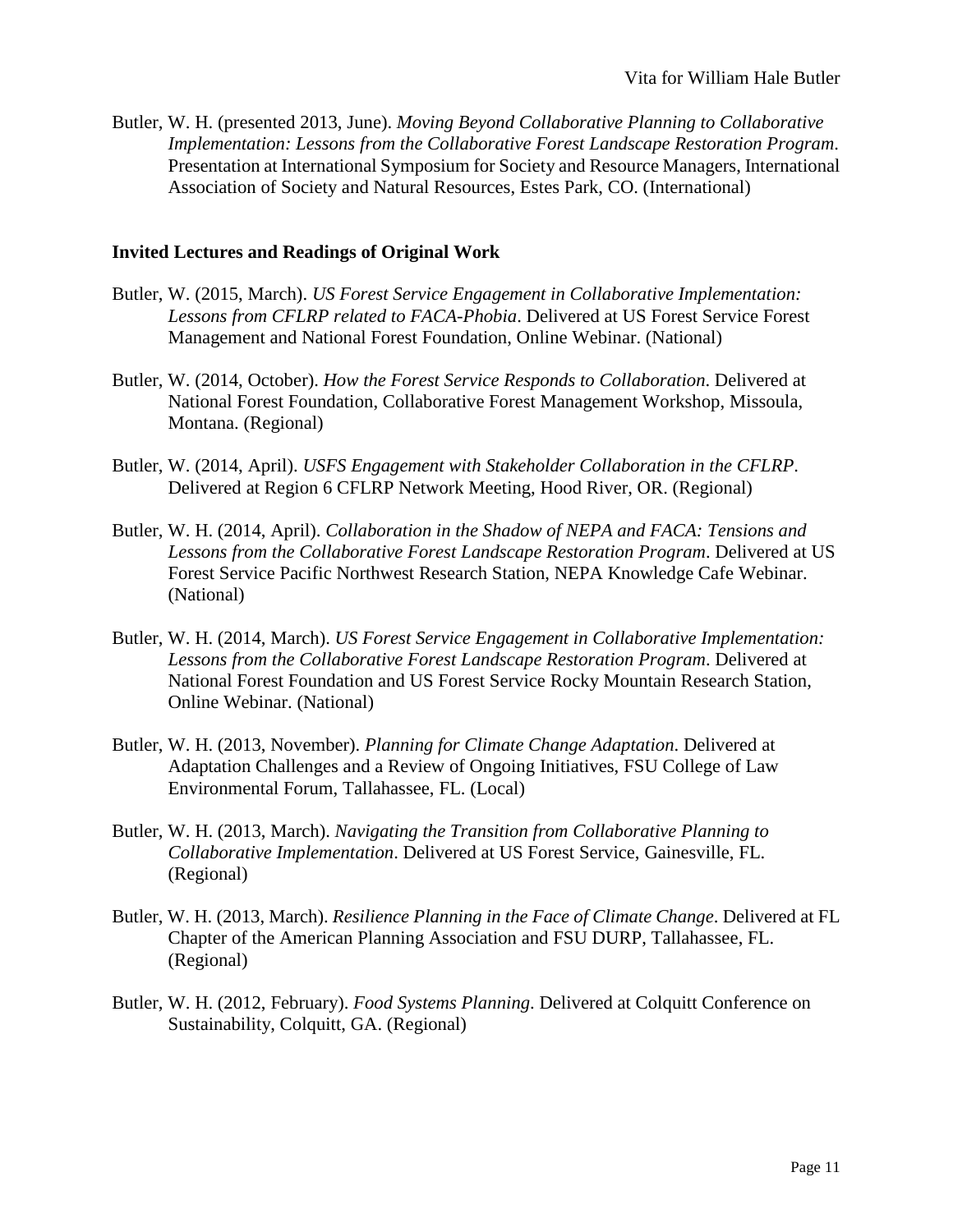Butler, W. H. (presented 2013, June). *Moving Beyond Collaborative Planning to Collaborative Implementation: Lessons from the Collaborative Forest Landscape Restoration Program*. Presentation at International Symposium for Society and Resource Managers, International Association of Society and Natural Resources, Estes Park, CO. (International)

### Invited Lectures and Readings of Original Work

Butler, W. (2015, March). *US Forest Service Engagement in Collaborative Implementation: Lessons from CFLRP related to FACA-Phobia*. Delivered at US Forest Service Forest Management and National Forest Foundation, Online Webinar. (National)

Butler, W. (2014, October). *How the Forest Service Responds to Collaboration*. Delivered at National Forest Foundation, Collaborative Forest Management Workshop, Missoula, Montana. (Regional)

Butler, W. (2014, April). *USFS Engagement with Stakeholder Collaboration in the CFLRP*. Delivered at Region 6 CFLRP Network Meeting, Hood River, OR. (Regional)

Butler, W. H. (2014, April). *Collaboration in the Shadow of NEPA and FACA: Tensions and Lessons from the Collaborative Forest Landscape Restoration Program*. Delivered at US Forest Service Pacific Northwest Research Station, NEPA Knowledge Cafe Webinar. (National)

Butler, W. H. (2014, March). *US Forest Service Engagement in Collaborative Implementation: Lessons from the Collaborative Forest Landscape Restoration Program*. Delivered at National Forest Foundation and US Forest Service Rocky Mountain Research Station, Online Webinar. (National)

Butler, W. H. (2013, November). *Planning for Climate Change Adaptation*. Delivered at Adaptation Challenges and a Review of Ongoing Initiatives, FSU College of Law Environmental Forum, Tallahassee, FL. (Local)

Butler, W. H. (2013, March). *Navigating the Transition from Collaborative Planning to Collaborative Implementation*. Delivered at US Forest Service, Gainesville, FL. (Regional)

Butler, W. H. (2013, March). *Resilience Planning in the Face of Climate Change*. Delivered at FL Chapter of the American Planning Association and FSU DURP, Tallahassee, FL. (Regional)

Butler, W. H. (2012, February). *Food Systems Planning*. Delivered at Colquitt Conference on Sustainability, Colquitt, GA. (Regional)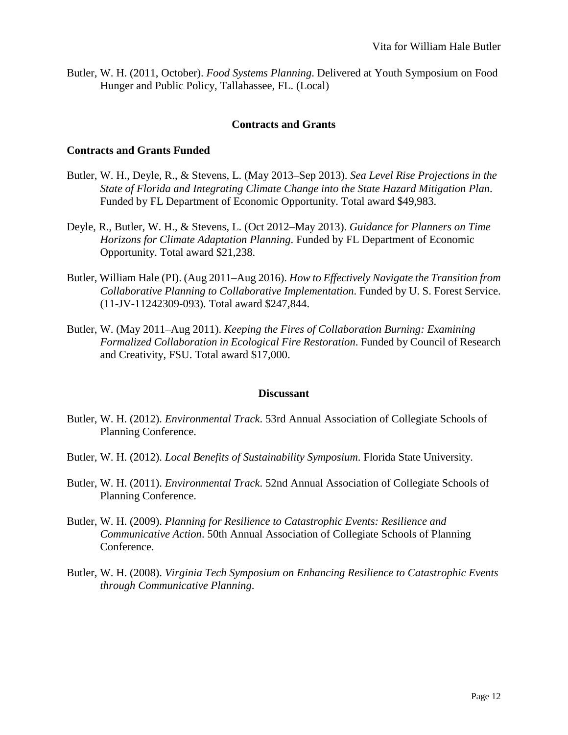Butler, W. H. (2011, October). *Food Systems Planning*. Delivered at Youth Symposium on Food Hunger and Public Policy, Tallahassee, FL. (Local)

## Contracts and Grants

### Contracts and Grants Funded

Butler, W. H., Deyle, R., & Stevens, L. (May 2013–Sep 2013). *Sea Level Rise Projections in the State of Florida and Integrating Climate Change into the State Hazard Mitigation Plan*. Funded by FL Department of Economic Opportunity. Total award $49,983.

Deyle, R., Butler, W. H., & Stevens, L. (Oct 2012–May 2013). *Guidance for Planners on Time Horizons for Climate Adaptation Planning*. Funded by FL Department of Economic Opportunity. Total award $21,238.

Butler, William Hale (PI). (Aug 2011–Aug 2016). *How to Effectively Navigate the Transition from Collaborative Planning to Collaborative Implementation*. Funded by U. S. Forest Service. (11-JV-11242309-093). Total award $247,844.

Butler, W. (May 2011–Aug 2011). *Keeping the Fires of Collaboration Burning: Examining Formalized Collaboration in Ecological Fire Restoration*. Funded by Council of Research and Creativity, FSU. Total award $17,000.

## Discussant

Butler, W. H. (2012). *Environmental Track*. 53rd Annual Association of Collegiate Schools of Planning Conference.

Butler, W. H. (2012). *Local Benefits of Sustainability Symposium*. Florida State University.

Butler, W. H. (2011). *Environmental Track*. 52nd Annual Association of Collegiate Schools of Planning Conference.

Butler, W. H. (2009). *Planning for Resilience to Catastrophic Events: Resilience and Communicative Action*. 50th Annual Association of Collegiate Schools of Planning Conference.

Butler, W. H. (2008). *Virginia Tech Symposium on Enhancing Resilience to Catastrophic Events through Communicative Planning*.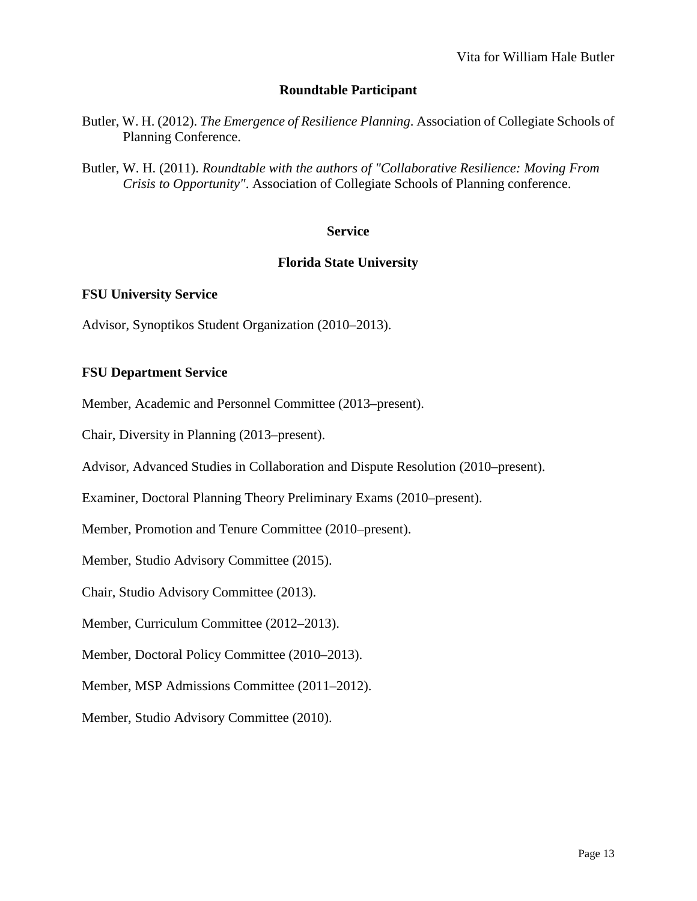## Roundtable Participant

Butler, W. H. (2012). *The Emergence of Resilience Planning*. Association of Collegiate Schools of Planning Conference.

Butler, W. H. (2011). *Roundtable with the authors of "Collaborative Resilience: Moving From Crisis to Opportunity"*. Association of Collegiate Schools of Planning conference.

## Service

## Florida State University

### FSU University Service

Advisor, Synoptikos Student Organization (2010–2013).

### FSU Department Service

Member, Academic and Personnel Committee (2013–present).

Chair, Diversity in Planning (2013–present).

Advisor, Advanced Studies in Collaboration and Dispute Resolution (2010–present).

Examiner, Doctoral Planning Theory Preliminary Exams (2010–present).

Member, Promotion and Tenure Committee (2010–present).

Member, Studio Advisory Committee (2015).

Chair, Studio Advisory Committee (2013).

Member, Curriculum Committee (2012–2013).

Member, Doctoral Policy Committee (2010–2013).

Member, MSP Admissions Committee (2011–2012).

Member, Studio Advisory Committee (2010).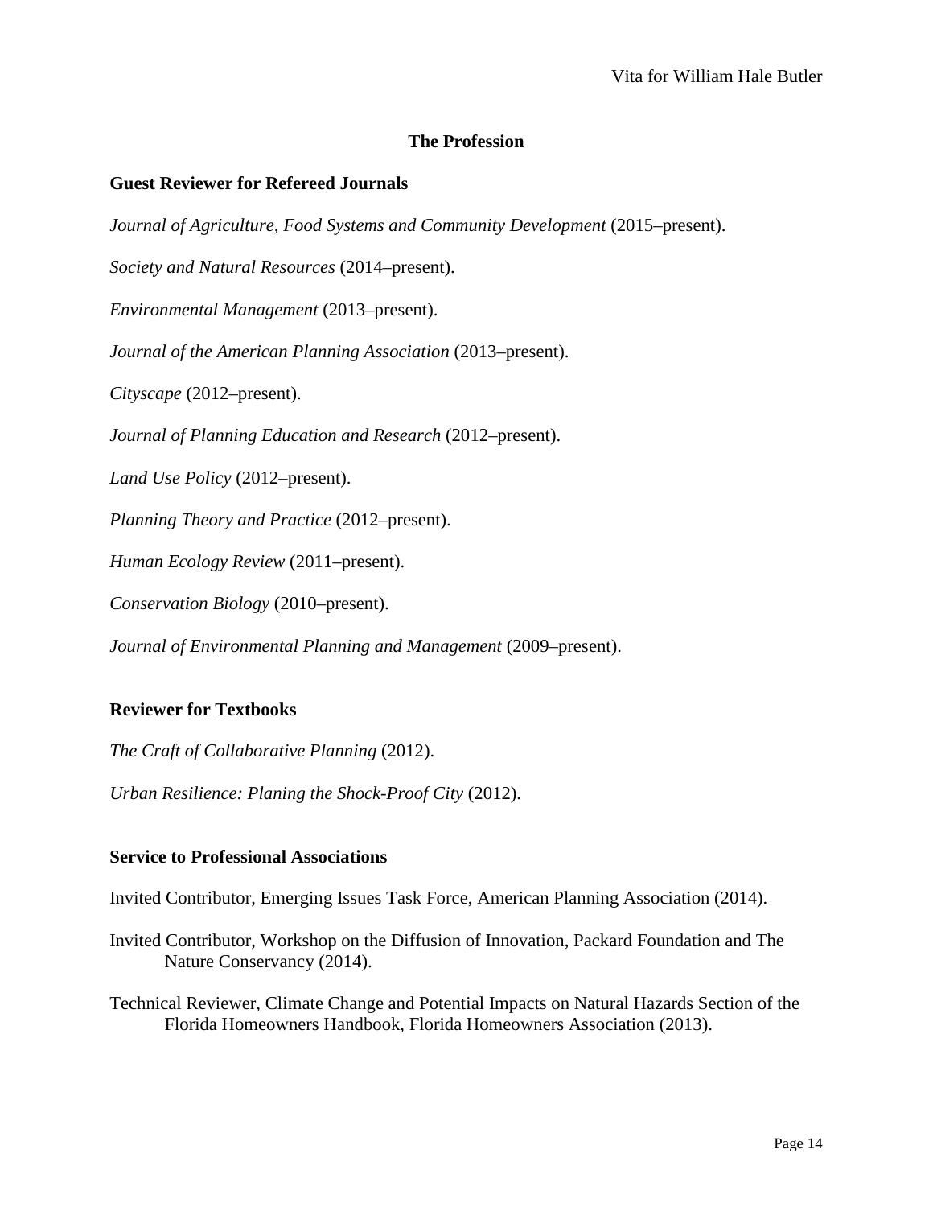## The Profession

### Guest Reviewer for Refereed Journals

*Journal of Agriculture, Food Systems and Community Development* (2015–present).

*Society and Natural Resources* (2014–present).

*Environmental Management* (2013–present).

*Journal of the American Planning Association* (2013–present).

*Cityscape* (2012–present).

*Journal of Planning Education and Research* (2012–present).

*Land Use Policy* (2012–present).

*Planning Theory and Practice* (2012–present).

*Human Ecology Review* (2011–present).

*Conservation Biology* (2010–present).

*Journal of Environmental Planning and Management* (2009–present).

### Reviewer for Textbooks

*The Craft of Collaborative Planning* (2012).

*Urban Resilience: Planing the Shock-Proof City* (2012).

### Service to Professional Associations

Invited Contributor, Emerging Issues Task Force, American Planning Association (2014).

Invited Contributor, Workshop on the Diffusion of Innovation, Packard Foundation and The Nature Conservancy (2014).

Technical Reviewer, Climate Change and Potential Impacts on Natural Hazards Section of the Florida Homeowners Handbook, Florida Homeowners Association (2013).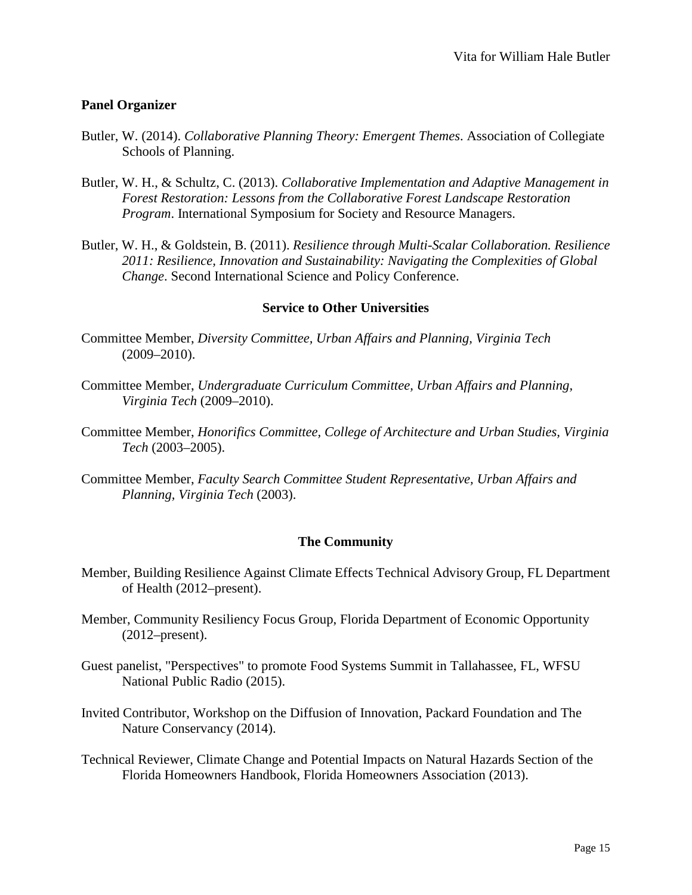**Panel Organizer**

Butler, W. (2014). *Collaborative Planning Theory: Emergent Themes*. Association of Collegiate Schools of Planning.

Butler, W. H., & Schultz, C. (2013). *Collaborative Implementation and Adaptive Management in Forest Restoration: Lessons from the Collaborative Forest Landscape Restoration Program*. International Symposium for Society and Resource Managers.

Butler, W. H., & Goldstein, B. (2011). *Resilience through Multi-Scalar Collaboration. Resilience 2011: Resilience, Innovation and Sustainability: Navigating the Complexities of Global Change*. Second International Science and Policy Conference.

## Service to Other Universities

Committee Member, *Diversity Committee, Urban Affairs and Planning, Virginia Tech* (2009–2010).

Committee Member, *Undergraduate Curriculum Committee, Urban Affairs and Planning, Virginia Tech* (2009–2010).

Committee Member, *Honorifics Committee, College of Architecture and Urban Studies, Virginia Tech* (2003–2005).

Committee Member, *Faculty Search Committee Student Representative, Urban Affairs and Planning, Virginia Tech* (2003).

## The Community

Member, Building Resilience Against Climate Effects Technical Advisory Group, FL Department of Health (2012–present).

Member, Community Resiliency Focus Group, Florida Department of Economic Opportunity (2012–present).

Guest panelist, "Perspectives" to promote Food Systems Summit in Tallahassee, FL, WFSU National Public Radio (2015).

Invited Contributor, Workshop on the Diffusion of Innovation, Packard Foundation and The Nature Conservancy (2014).

Technical Reviewer, Climate Change and Potential Impacts on Natural Hazards Section of the Florida Homeowners Handbook, Florida Homeowners Association (2013).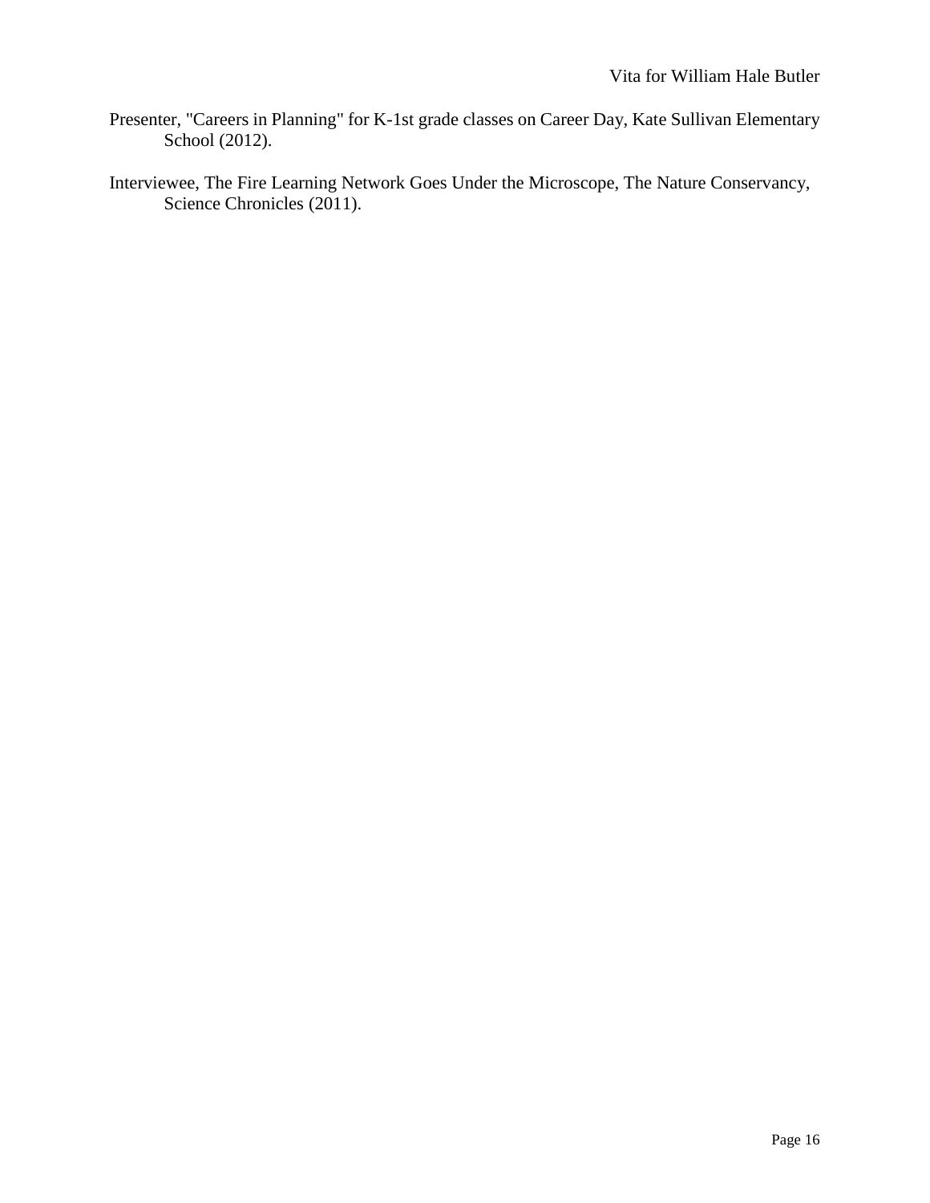Presenter, "Careers in Planning" for K-1st grade classes on Career Day, Kate Sullivan Elementary School (2012).

Interviewee, The Fire Learning Network Goes Under the Microscope, The Nature Conservancy, Science Chronicles (2011).